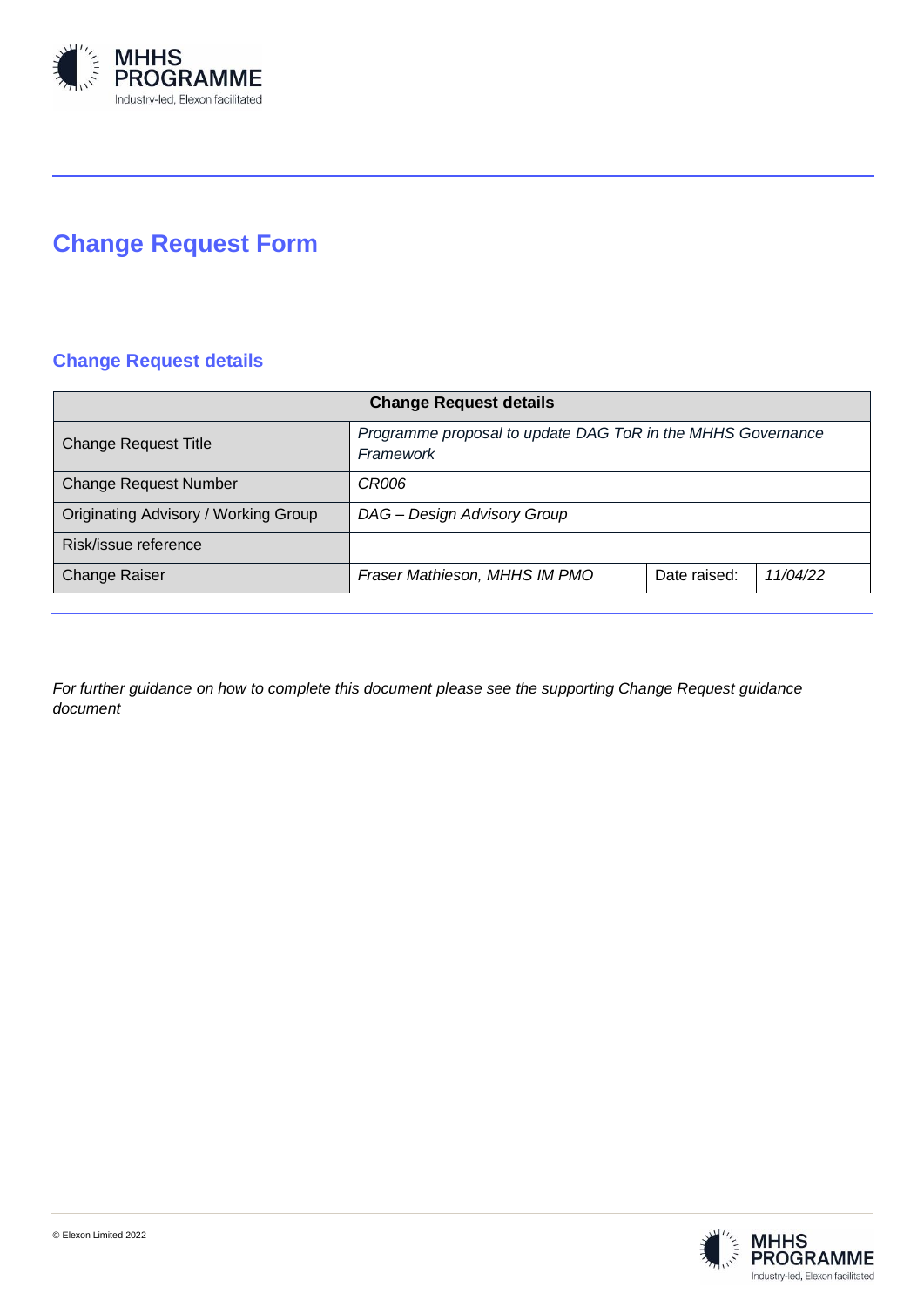# Change Request Form

## Change Request details

| Change Request details | | | |
|---|---|---|---|
| Change Request Title | *Programme proposal to update DAG ToR in the MHHS Governance Framework* | | |
| Change Request Number | *CR006* | | |
| Originating Advisory / Working Group | *DAG – Design Advisory Group* | | |
| Risk/issue reference | | | |
| Change Raiser | *Fraser Mathieson, MHHS IM PMO* | Date raised: | *11/04/22* |

*For further guidance on how to complete this document please see the supporting Change Request guidance document*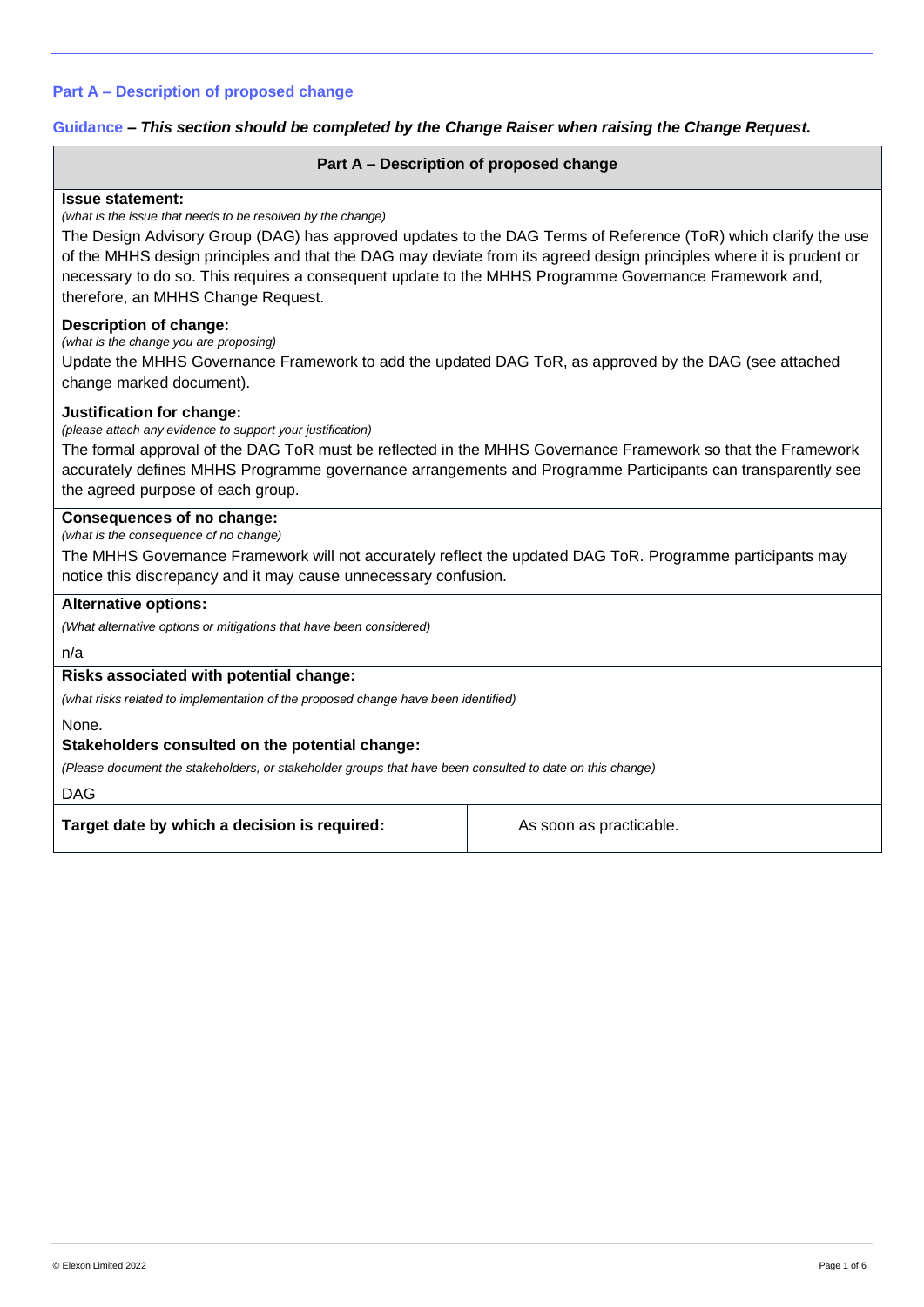## Part A – Description of proposed change

**Guidance** – ***This section should be completed by the Change Raiser when raising the Change Request.***

| Part A – Description of proposed change | |
|---|---|
| **Issue statement:**<br>*(what is the issue that needs to be resolved by the change)*<br>The Design Advisory Group (DAG) has approved updates to the DAG Terms of Reference (ToR) which clarify the use of the MHHS design principles and that the DAG may deviate from its agreed design principles where it is prudent or necessary to do so. This requires a consequent update to the MHHS Programme Governance Framework and, therefore, an MHHS Change Request. | |
| **Description of change:**<br>*(what is the change you are proposing)*<br>Update the MHHS Governance Framework to add the updated DAG ToR, as approved by the DAG (see attached change marked document). | |
| **Justification for change:**<br>*(please attach any evidence to support your justification)*<br>The formal approval of the DAG ToR must be reflected in the MHHS Governance Framework so that the Framework accurately defines MHHS Programme governance arrangements and Programme Participants can transparently see the agreed purpose of each group. | |
| **Consequences of no change:**<br>*(what is the consequence of no change)*<br>The MHHS Governance Framework will not accurately reflect the updated DAG ToR. Programme participants may notice this discrepancy and it may cause unnecessary confusion. | |
| **Alternative options:**<br>*(What alternative options or mitigations that have been considered)*<br>n/a | |
| **Risks associated with potential change:**<br>*(what risks related to implementation of the proposed change have been identified)*<br>None. | |
| **Stakeholders consulted on the potential change:**<br>*(Please document the stakeholders, or stakeholder groups that have been consulted to date on this change)*<br>DAG | |
| **Target date by which a decision is required:** | As soon as practicable. |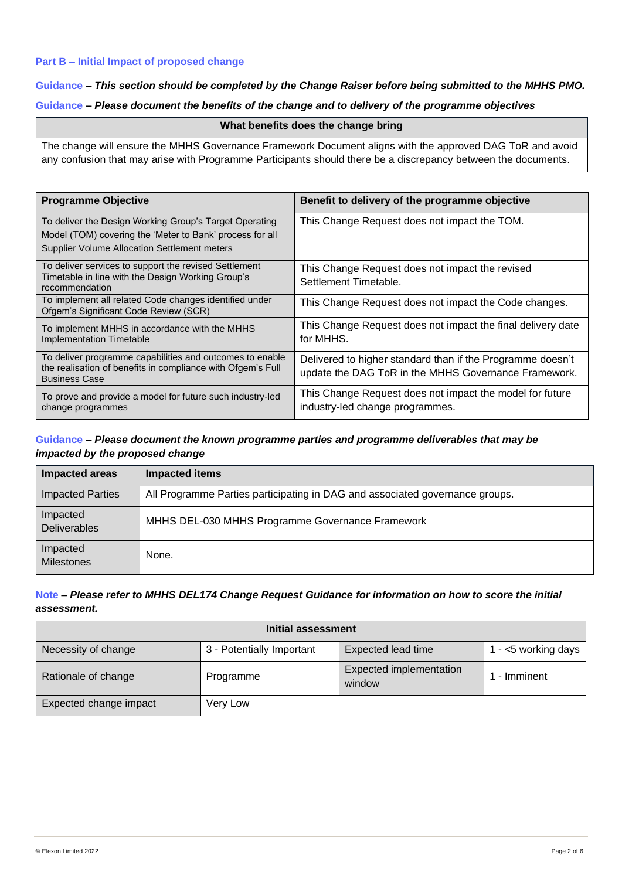### Part B – Initial Impact of proposed change

**Guidance** – ***This section should be completed by the Change Raiser before being submitted to the MHHS PMO.***

**Guidance** – ***Please document the benefits of the change and to delivery of the programme objectives***

| What benefits does the change bring |
| --- |
| The change will ensure the MHHS Governance Framework Document aligns with the approved DAG ToR and avoid any confusion that may arise with Programme Participants should there be a discrepancy between the documents. |

| Programme Objective | Benefit to delivery of the programme objective |
| --- | --- |
| To deliver the Design Working Group's Target Operating Model (TOM) covering the 'Meter to Bank' process for all Supplier Volume Allocation Settlement meters | This Change Request does not impact the TOM. |
| To deliver services to support the revised Settlement Timetable in line with the Design Working Group's recommendation | This Change Request does not impact the revised Settlement Timetable. |
| To implement all related Code changes identified under Ofgem's Significant Code Review (SCR) | This Change Request does not impact the Code changes. |
| To implement MHHS in accordance with the MHHS Implementation Timetable | This Change Request does not impact the final delivery date for MHHS. |
| To deliver programme capabilities and outcomes to enable the realisation of benefits in compliance with Ofgem's Full Business Case | Delivered to higher standard than if the Programme doesn't update the DAG ToR in the MHHS Governance Framework. |
| To prove and provide a model for future such industry-led change programmes | This Change Request does not impact the model for future industry-led change programmes. |

**Guidance** – ***Please document the known programme parties and programme deliverables that may be impacted by the proposed change***

| Impacted areas | Impacted items |
| --- | --- |
| Impacted Parties | All Programme Parties participating in DAG and associated governance groups. |
| Impacted Deliverables | MHHS DEL-030 MHHS Programme Governance Framework |
| Impacted Milestones | None. |

**Note** – ***Please refer to MHHS DEL174 Change Request Guidance for information on how to score the initial assessment.***

| Initial assessment | | | |
| --- | --- | --- | --- |
| Necessity of change | 3 - Potentially Important | Expected lead time | 1 - <5 working days |
| Rationale of change | Programme | Expected implementation window | 1 - Imminent |
| Expected change impact | Very Low | | |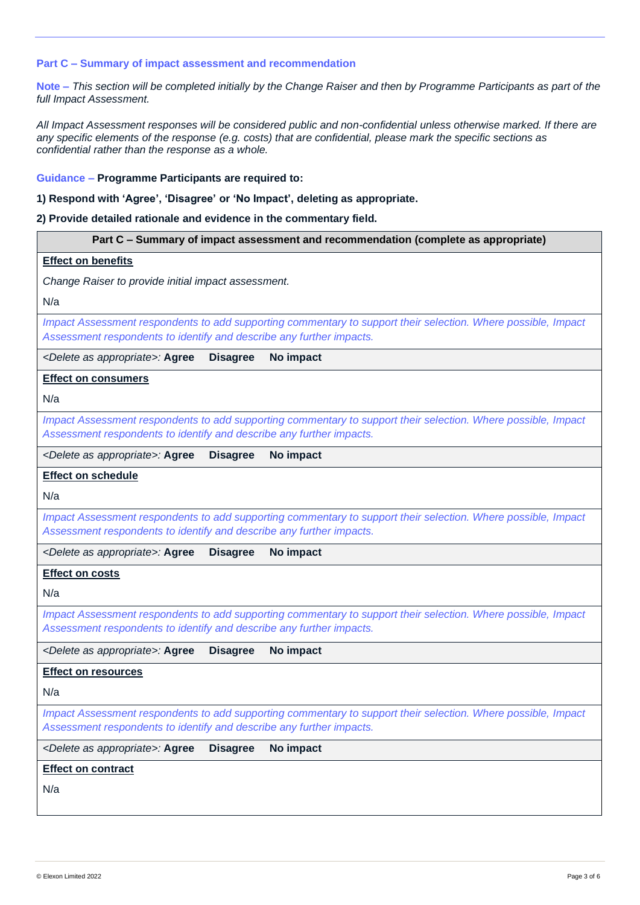**Part C – Summary of impact assessment and recommendation**

**Note –** *This section will be completed initially by the Change Raiser and then by Programme Participants as part of the full Impact Assessment.*

*All Impact Assessment responses will be considered public and non-confidential unless otherwise marked. If there are any specific elements of the response (e.g. costs) that are confidential, please mark the specific sections as confidential rather than the response as a whole.*

**Guidance – Programme Participants are required to:**

**1) Respond with 'Agree', 'Disagree' or 'No Impact', deleting as appropriate.**

**2) Provide detailed rationale and evidence in the commentary field.**

| **Part C – Summary of impact assessment and recommendation (complete as appropriate)** |
|---|
| **Effect on benefits** <br> *Change Raiser to provide initial impact assessment.* <br> N/a |
| *Impact Assessment respondents to add supporting commentary to support their selection. Where possible, Impact Assessment respondents to identify and describe any further impacts.* |
| *<Delete as appropriate>:* **Agree** **Disagree** **No impact** |
| **Effect on consumers** <br> N/a |
| *Impact Assessment respondents to add supporting commentary to support their selection. Where possible, Impact Assessment respondents to identify and describe any further impacts.* |
| *<Delete as appropriate>:* **Agree** **Disagree** **No impact** |
| **Effect on schedule** <br> N/a |
| *Impact Assessment respondents to add supporting commentary to support their selection. Where possible, Impact Assessment respondents to identify and describe any further impacts.* |
| *<Delete as appropriate>:* **Agree** **Disagree** **No impact** |
| **Effect on costs** <br> N/a |
| *Impact Assessment respondents to add supporting commentary to support their selection. Where possible, Impact Assessment respondents to identify and describe any further impacts.* |
| *<Delete as appropriate>:* **Agree** **Disagree** **No impact** |
| **Effect on resources** <br> N/a |
| *Impact Assessment respondents to add supporting commentary to support their selection. Where possible, Impact Assessment respondents to identify and describe any further impacts.* |
| *<Delete as appropriate>:* **Agree** **Disagree** **No impact** |
| **Effect on contract** <br> N/a |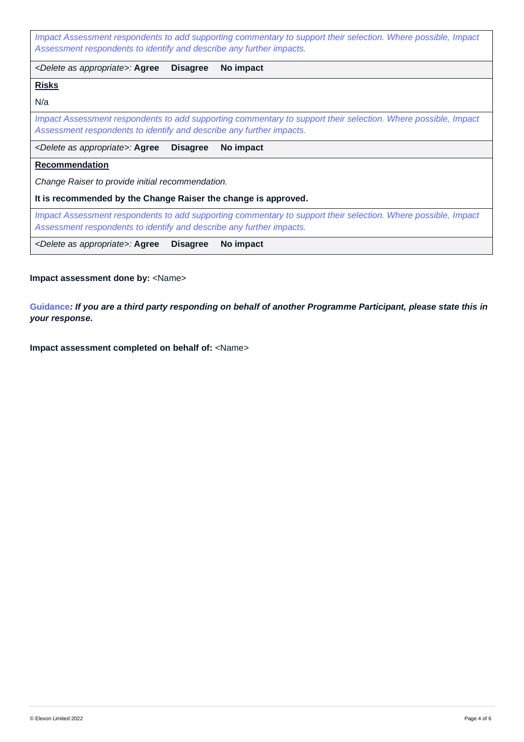| *Impact Assessment respondents to add supporting commentary to support their selection. Where possible, Impact Assessment respondents to identify and describe any further impacts.* |
| --- |
| *<Delete as appropriate>:* **Agree Disagree No impact** |
| **Risks**<br><br>N/a |
| *Impact Assessment respondents to add supporting commentary to support their selection. Where possible, Impact Assessment respondents to identify and describe any further impacts.* |
| *<Delete as appropriate>:* **Agree Disagree No impact** |
| **Recommendation**<br><br>*Change Raiser to provide initial recommendation.*<br><br>**It is recommended by the Change Raiser the change is approved.** |
| *Impact Assessment respondents to add supporting commentary to support their selection. Where possible, Impact Assessment respondents to identify and describe any further impacts.* |
| *<Delete as appropriate>:* **Agree Disagree No impact** |

**Impact assessment done by:** <Name>

**Guidance*: If you are a third party responding on behalf of another Programme Participant, please state this in your response.***

**Impact assessment completed on behalf of:** <Name>

© Elexon Limited 2022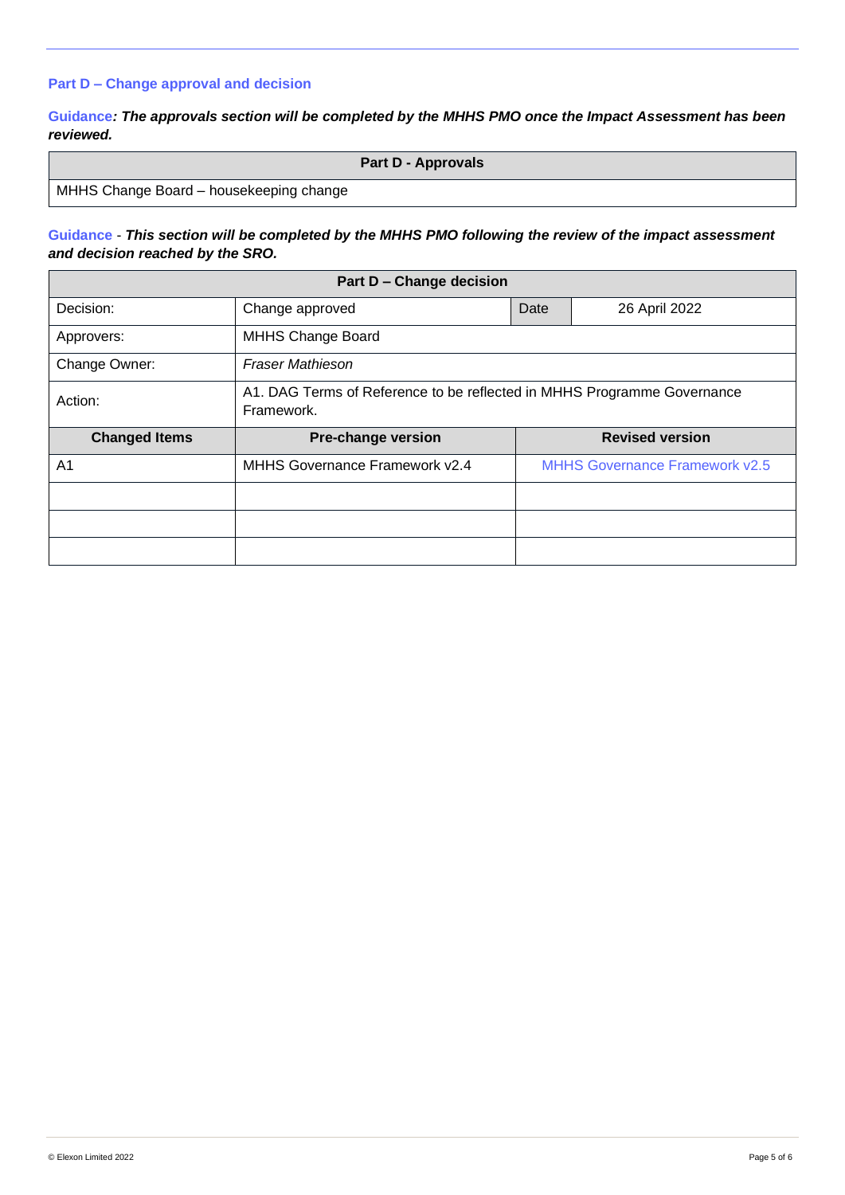### Part D – Change approval and decision

**Guidance***: **The approvals section will be completed by the MHHS PMO once the Impact Assessment has been reviewed.***

| Part D - Approvals |
|---|
| MHHS Change Board – housekeeping change |

**Guidance** - ***This section will be completed by the MHHS PMO following the review of the impact assessment and decision reached by the SRO.***

| Part D – Change decision | | | |
|---|---|---|---|
| Decision: | Change approved | Date | 26 April 2022 |
| Approvers: | MHHS Change Board | | |
| Change Owner: | *Fraser Mathieson* | | |
| Action: | A1. DAG Terms of Reference to be reflected in MHHS Programme Governance Framework. | | |
| **Changed Items** | **Pre-change version** | **Revised version** | |
| A1 | MHHS Governance Framework v2.4 | MHHS Governance Framework v2.5 | |
| | | | |
| | | | |
| | | | |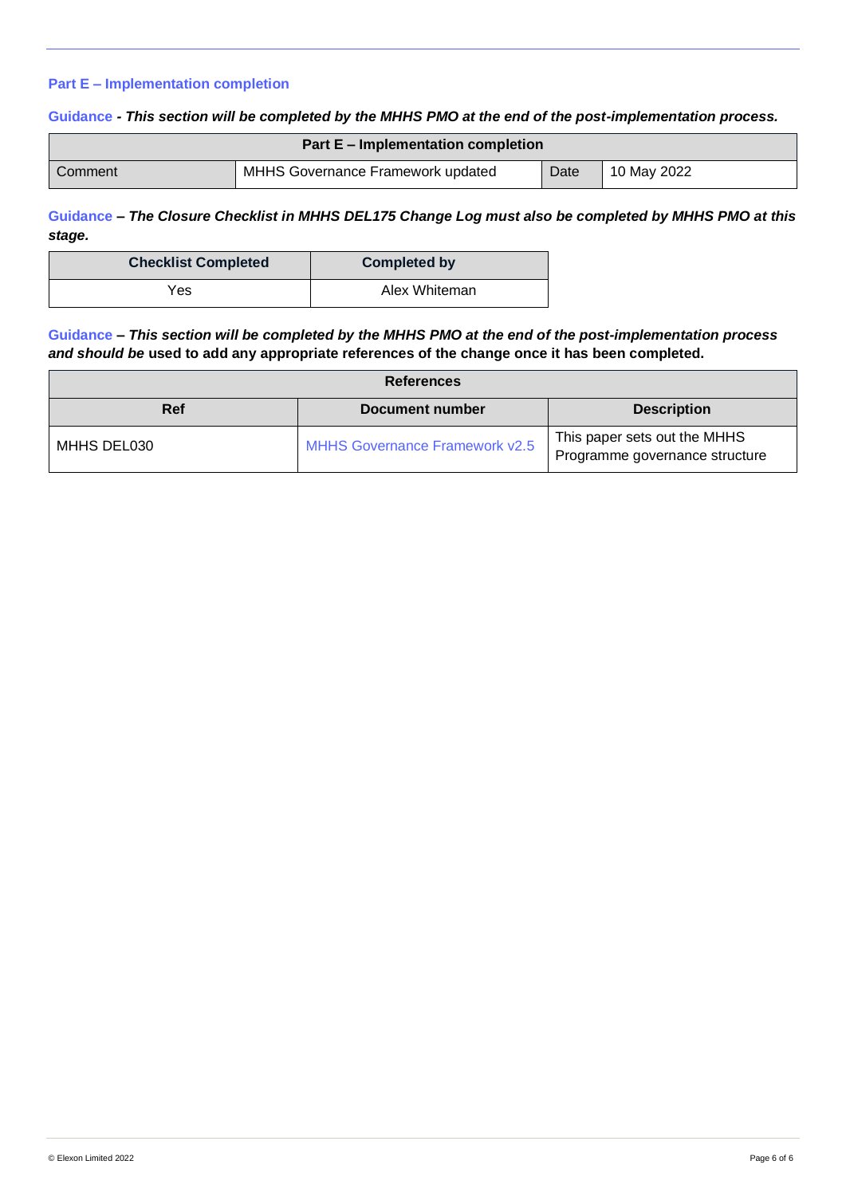### Part E – Implementation completion

Guidance - ***This section will be completed by the MHHS PMO at the end of the post-implementation process.***

| Part E – Implementation completion | | | |
|---|---|---|---|
| Comment | MHHS Governance Framework updated | Date | 10 May 2022 |

Guidance – ***The Closure Checklist in MHHS DEL175 Change Log must also be completed by MHHS PMO at this stage.***

| Checklist Completed | Completed by |
|---|---|
| Yes | Alex Whiteman |

Guidance – ***This section will be completed by the MHHS PMO at the end of the post-implementation process and should be* used to add any appropriate references of the change once it has been completed.**

| References | | |
|---|---|---|
| **Ref** | **Document number** | **Description** |
| MHHS DEL030 | MHHS Governance Framework v2.5 | This paper sets out the MHHS Programme governance structure |

© Elexon Limited 2022